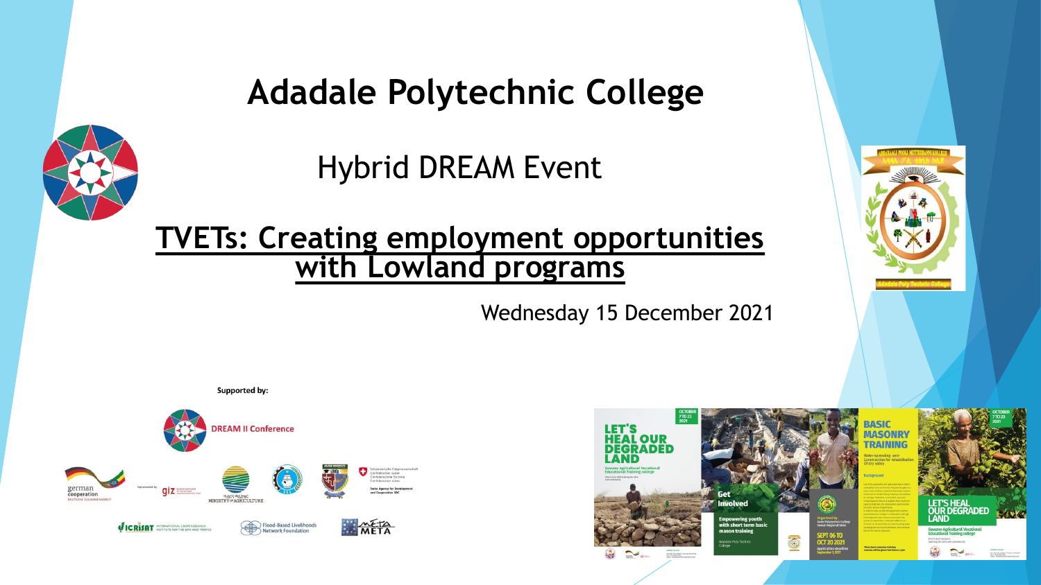# Adadale Polytechnic College

## Hybrid DREAM Event

## TVETs: Creating employment opportunities with Lowland programs

Wednesday 15 December 2021

**Supported by:**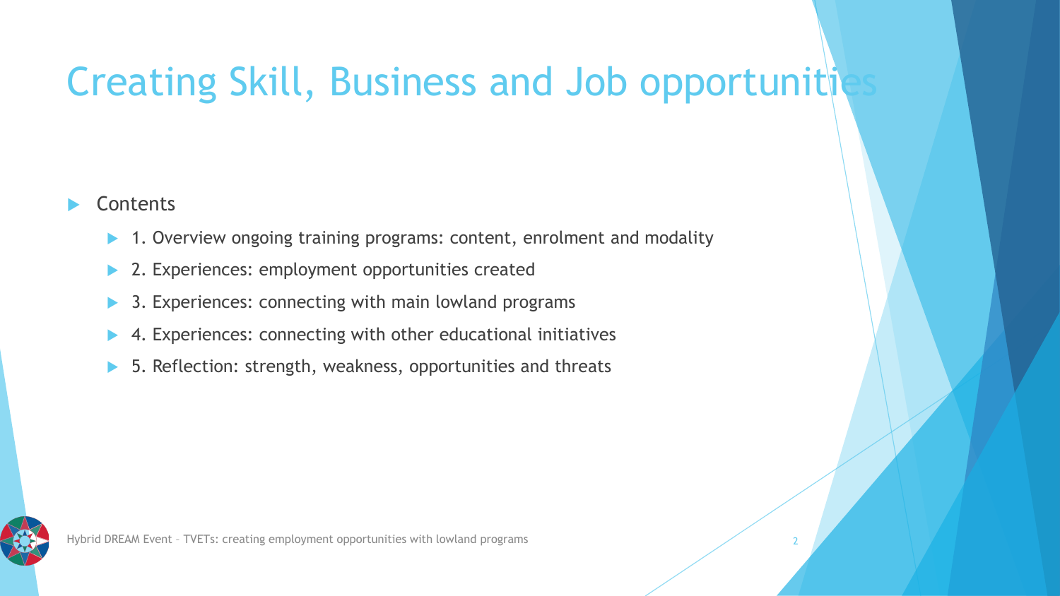# Creating Skill, Business and Job opportunities

- Contents
  - 1. Overview ongoing training programs: content, enrolment and modality
  - 2. Experiences: employment opportunities created
  - 3. Experiences: connecting with main lowland programs
  - 4. Experiences: connecting with other educational initiatives
  - 5. Reflection: strength, weakness, opportunities and threats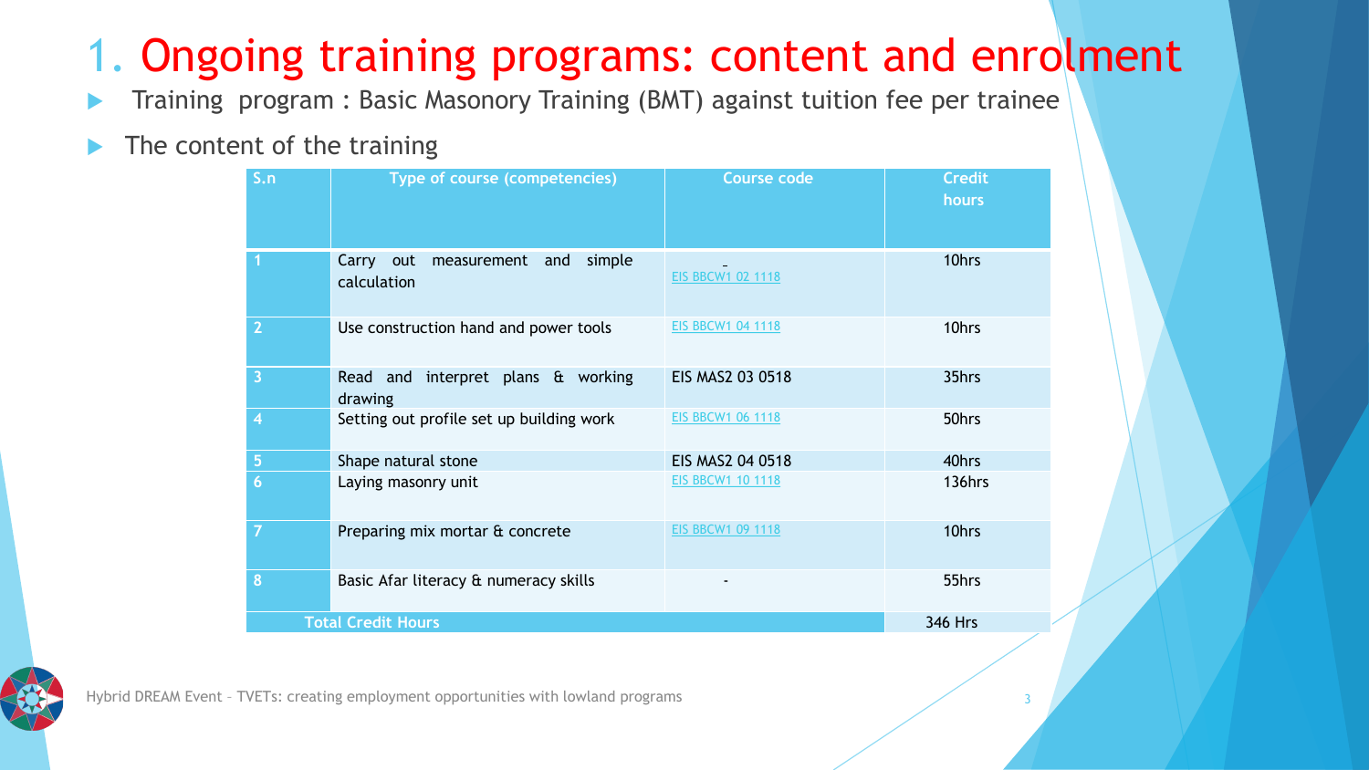# 1. Ongoing training programs: content and enrolment

- Training program : Basic Masonory Training (BMT) against tuition fee per trainee
- The content of the training

| S.n | Type of course (competencies) | Course code | Credit hours |
|---|---|---|---|
| 1 | Carry out measurement and simple calculation | EIS BBCW1 02 1118 | 10hrs |
| 2 | Use construction hand and power tools | EIS BBCW1 04 1118 | 10hrs |
| 3 | Read and interpret plans & working drawing | EIS MAS2 03 0518 | 35hrs |
| 4 | Setting out profile set up building work | EIS BBCW1 06 1118 | 50hrs |
| 5 | Shape natural stone | EIS MAS2 04 0518 | 40hrs |
| 6 | Laying masonry unit | EIS BBCW1 10 1118 | 136hrs |
| 7 | Preparing mix mortar & concrete | EIS BBCW1 09 1118 | 10hrs |
| 8 | Basic Afar literacy & numeracy skills | - | 55hrs |
| Total Credit Hours | | | 346 Hrs |

Hybrid DREAM Event – TVETs: creating employment opportunities with lowland programs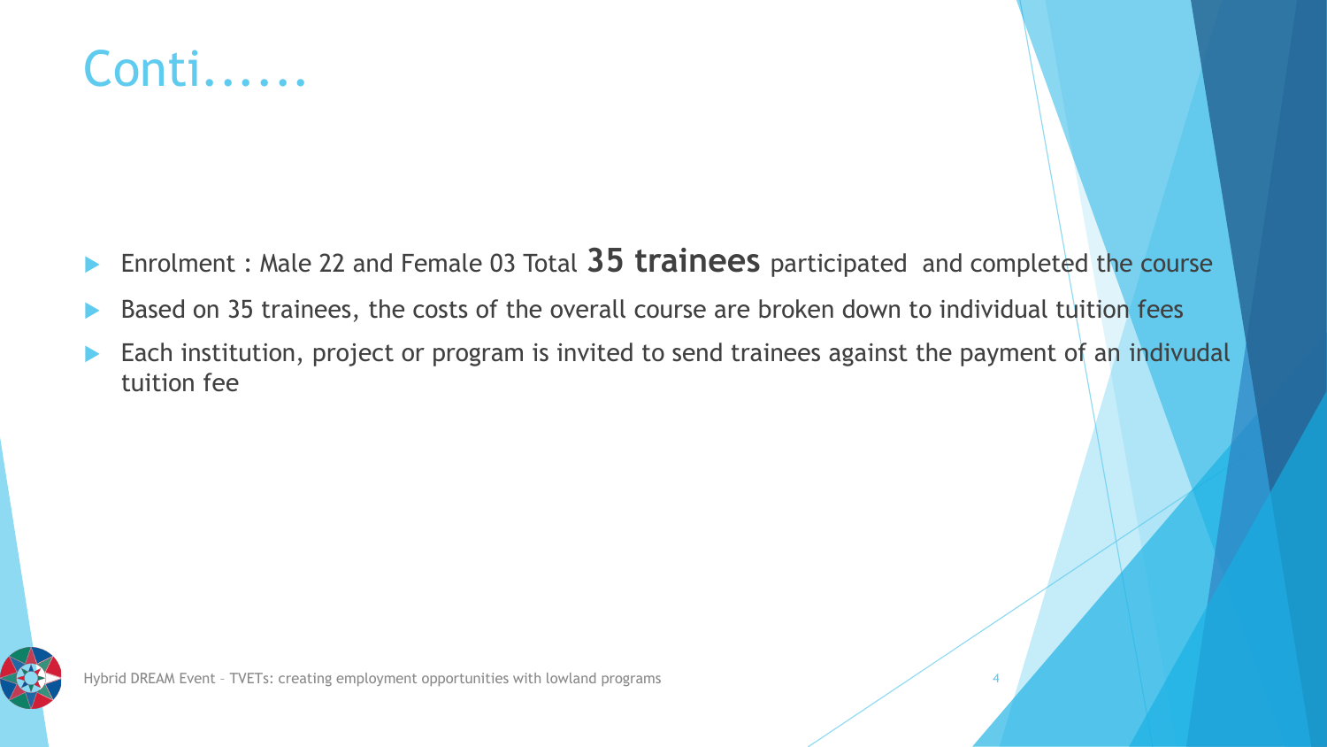# Conti......

- Enrolment : Male 22 and Female 03 Total **35 trainees** participated  and completed the course
- Based on 35 trainees, the costs of the overall course are broken down to individual tuition fees
- Each institution, project or program is invited to send trainees against the payment of an indivudal tuition fee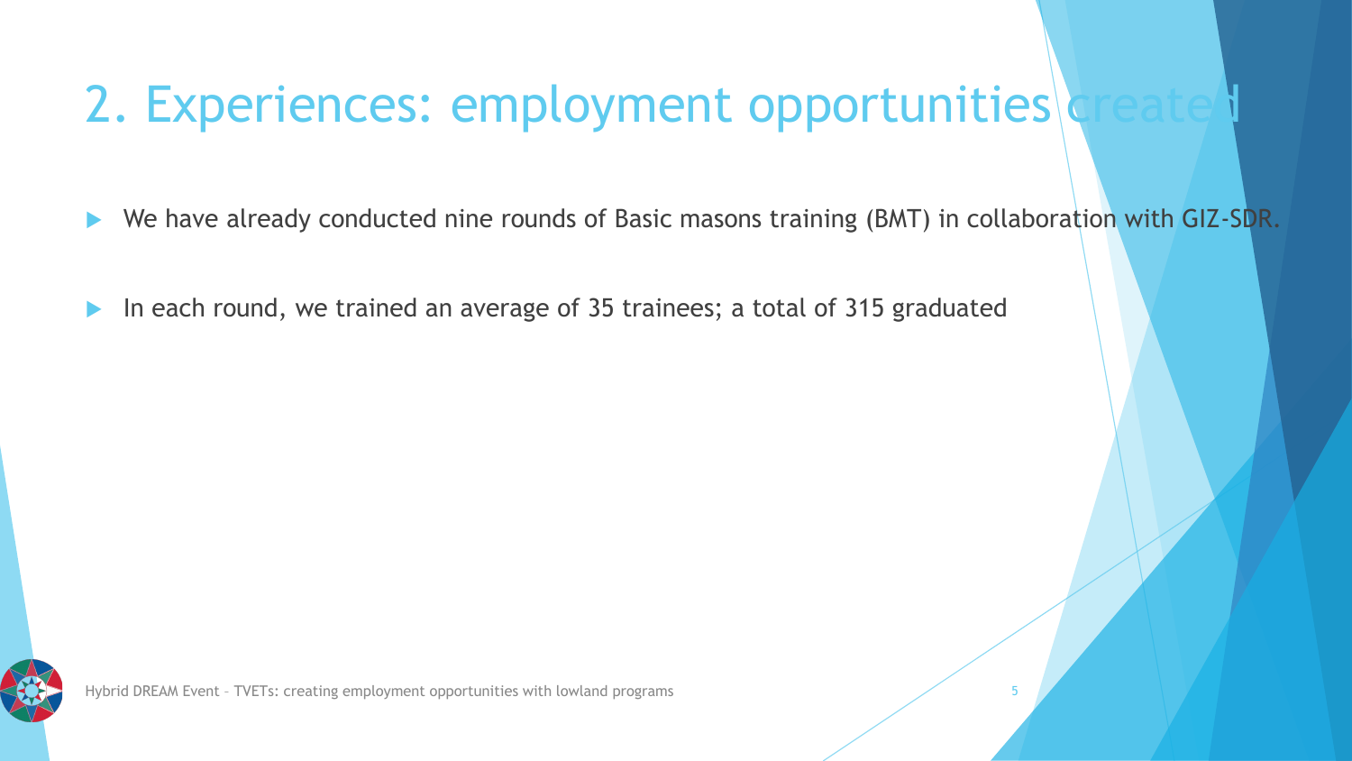# 2. Experiences: employment opportunities created

- We have already conducted nine rounds of Basic masons training (BMT) in collaboration with GIZ-SDR.
- In each round, we trained an average of 35 trainees; a total of 315 graduated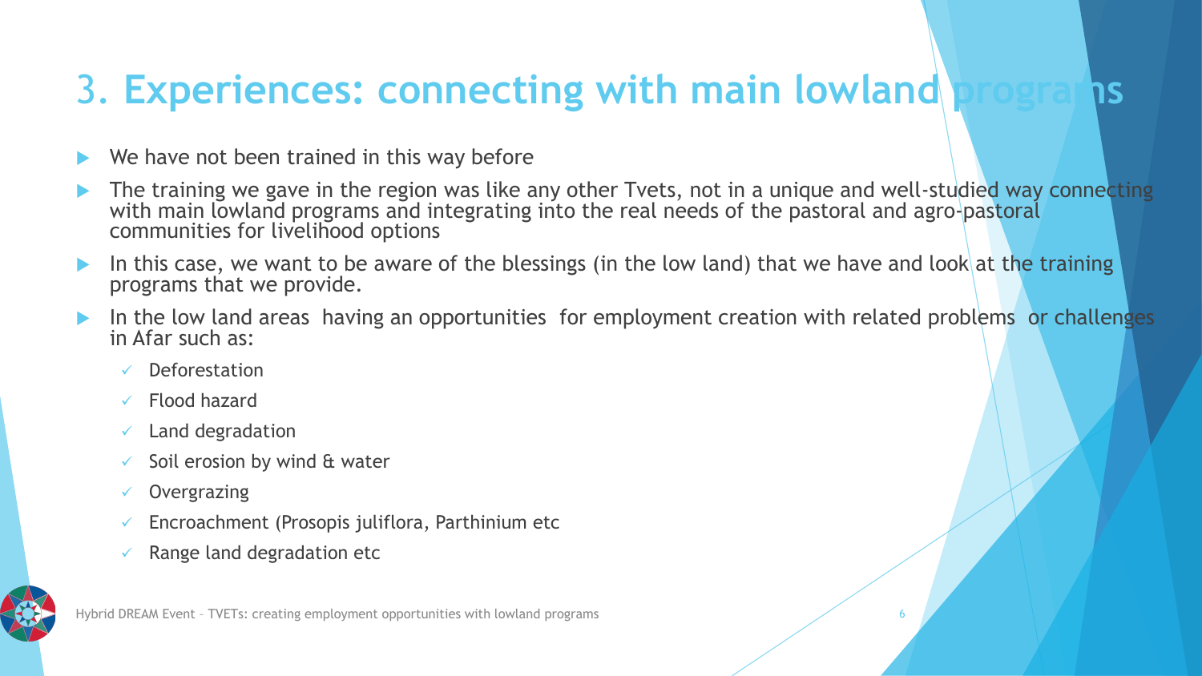# 3. Experiences: connecting with main lowland programs

- We have not been trained in this way before
- The training we gave in the region was like any other Tvets, not in a unique and well-studied way connecting with main lowland programs and integrating into the real needs of the pastoral and agro-pastoral communities for livelihood options
- In this case, we want to be aware of the blessings (in the low land) that we have and look at the training programs that we provide.
- In the low land areas having an opportunities for employment creation with related problems or challenges in Afar such as:
  - ✓ Deforestation
  - ✓ Flood hazard
  - ✓ Land degradation
  - ✓ Soil erosion by wind & water
  - ✓ Overgrazing
  - ✓ Encroachment (Prosopis juliflora, Parthinium etc
  - ✓ Range land degradation etc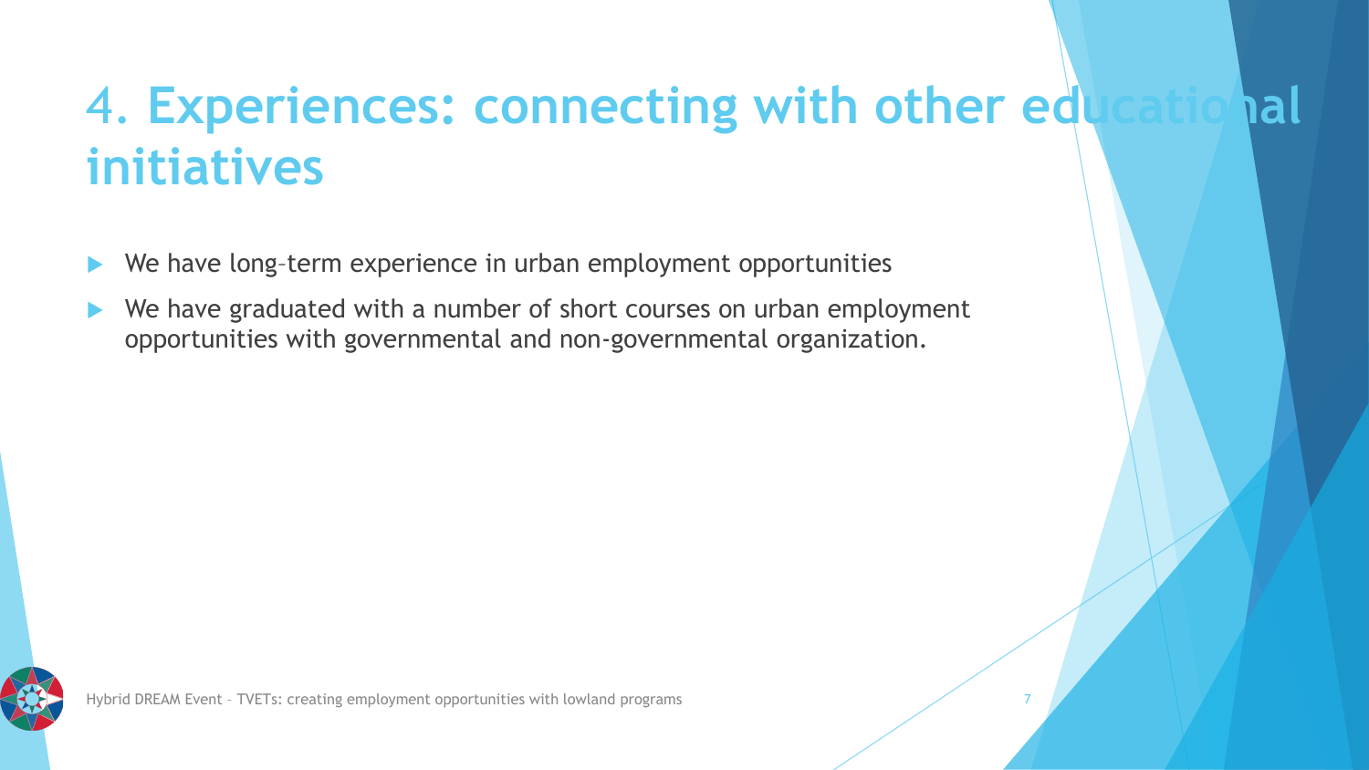# 4. Experiences: connecting with other educational initiatives

- We have long–term experience in urban employment opportunities
- We have graduated with a number of short courses on urban employment opportunities with governmental and non-governmental organization.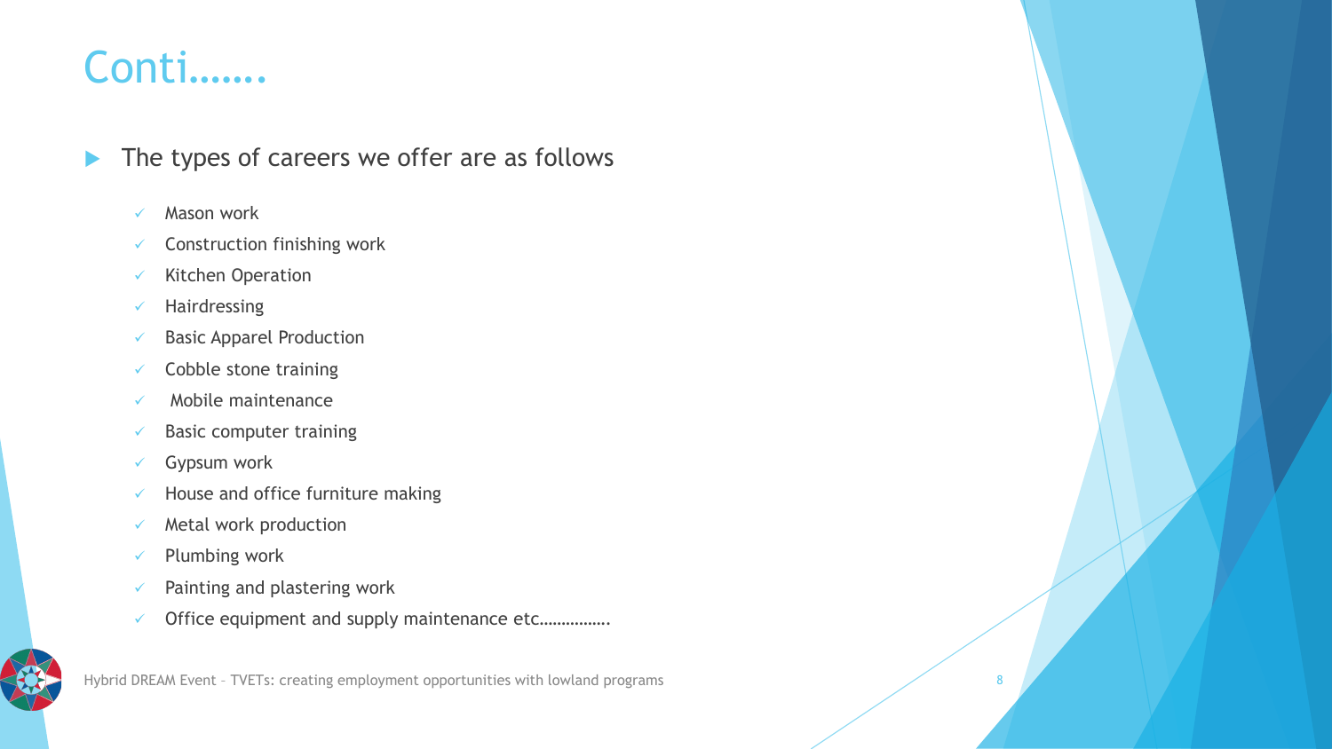# Conti…….

- The types of careers we offer are as follows
  - Mason work
  - Construction finishing work
  - Kitchen Operation
  - Hairdressing
  - Basic Apparel Production
  - Cobble stone training
  - Mobile maintenance
  - Basic computer training
  - Gypsum work
  - House and office furniture making
  - Metal work production
  - Plumbing work
  - Painting and plastering work
  - Office equipment and supply maintenance etc…………….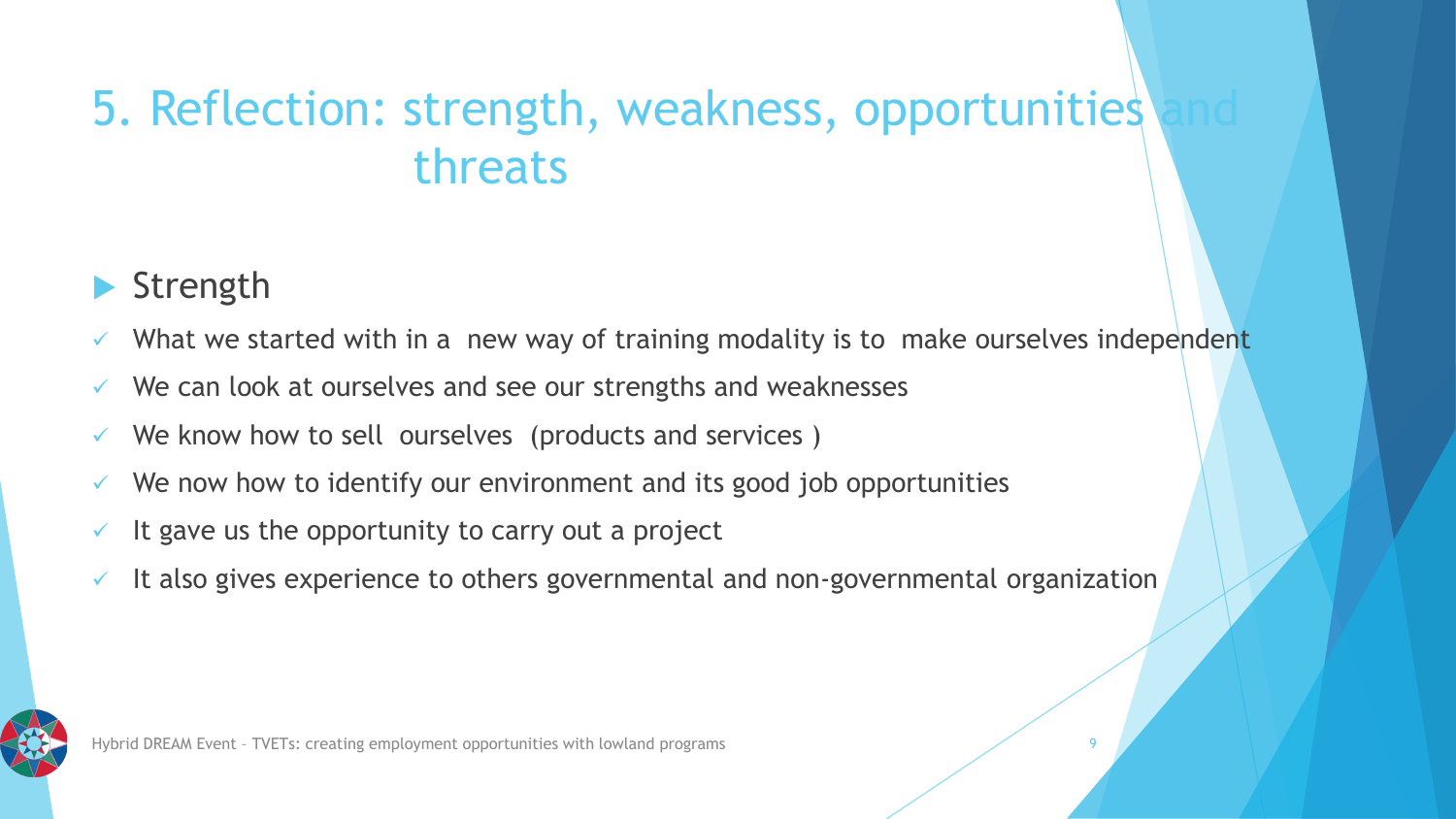# 5. Reflection: strength, weakness, opportunities and threats

## Strength

- What we started with in a new way of training modality is to make ourselves independent
- We can look at ourselves and see our strengths and weaknesses
- We know how to sell ourselves (products and services )
- We now how to identify our environment and its good job opportunities
- It gave us the opportunity to carry out a project
- It also gives experience to others governmental and non-governmental organization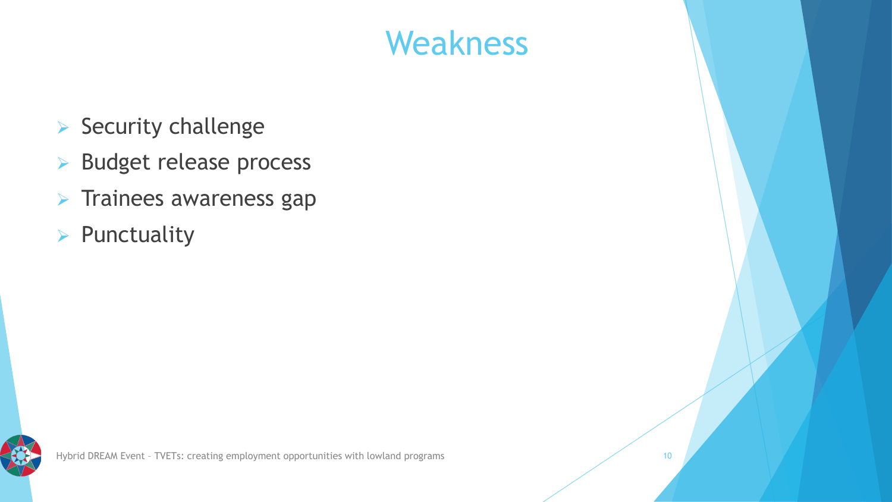# Weakness

- Security challenge
- Budget release process
- Trainees awareness gap
- Punctuality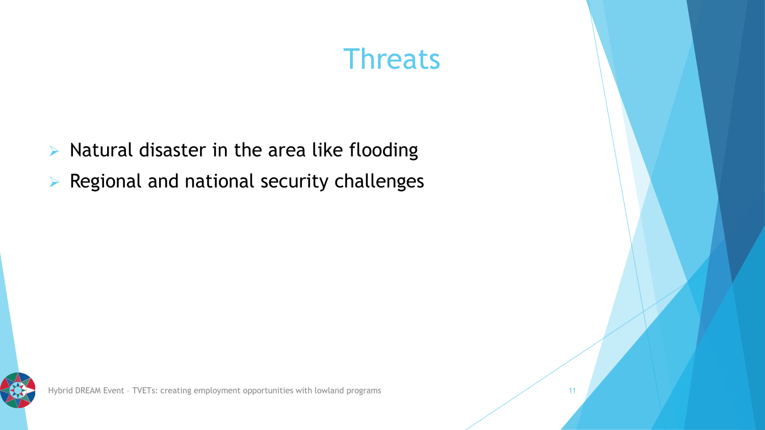# Threats

- Natural disaster in the area like flooding
- Regional and national security challenges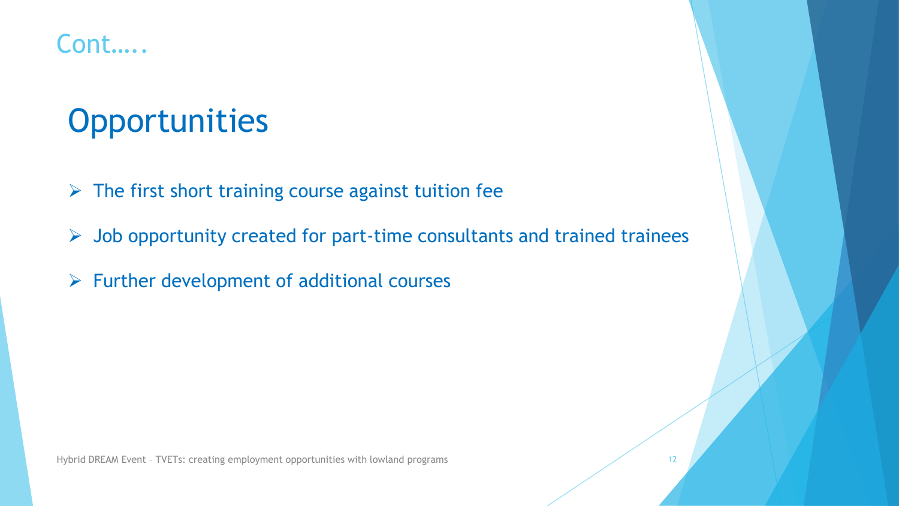Cont…..

# Opportunities

- The first short training course against tuition fee
- Job opportunity created for part-time consultants and trained trainees
- Further development of additional courses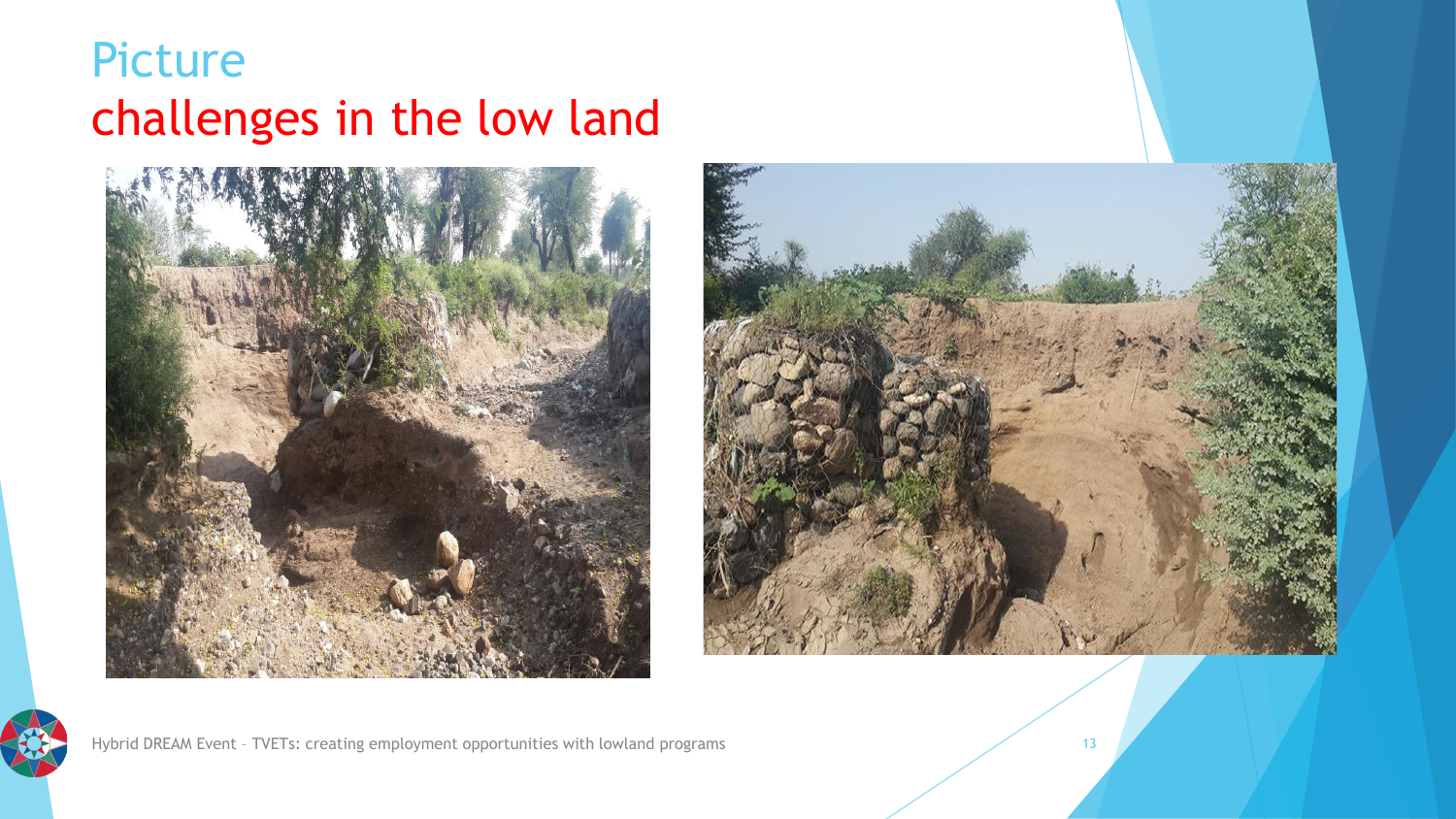# Picture

## challenges in the low land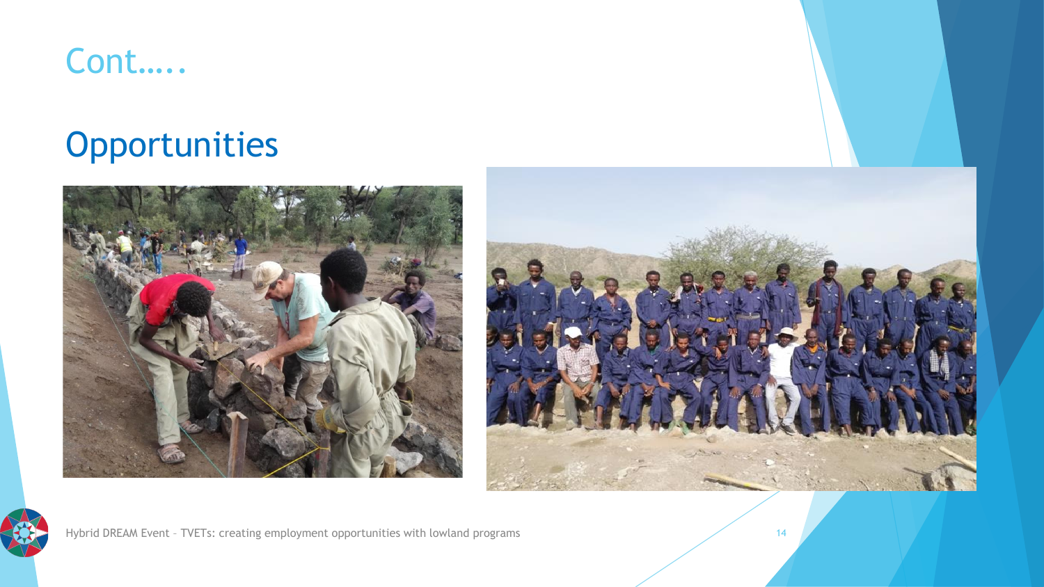# Cont…..

## Opportunities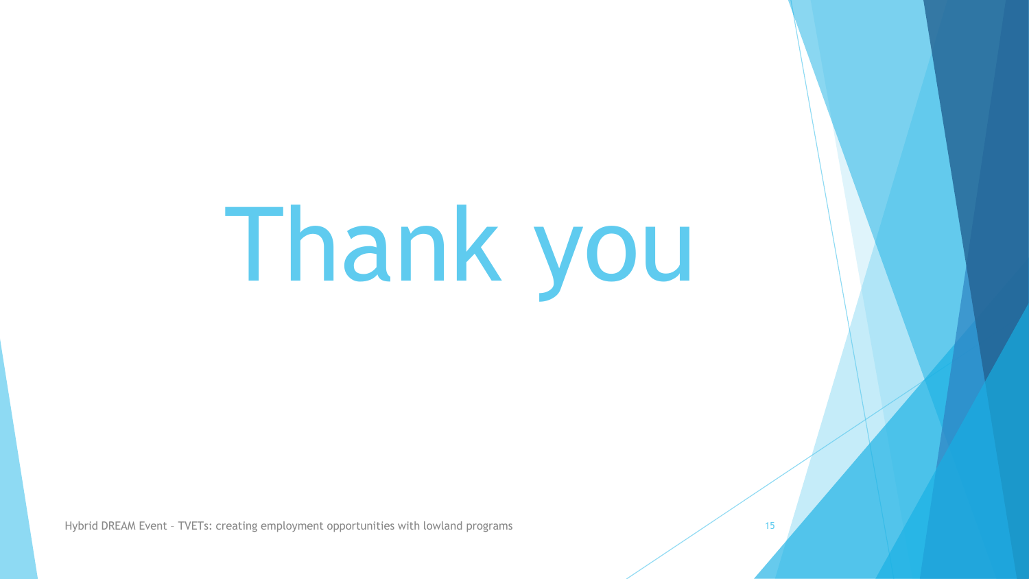# Thank you